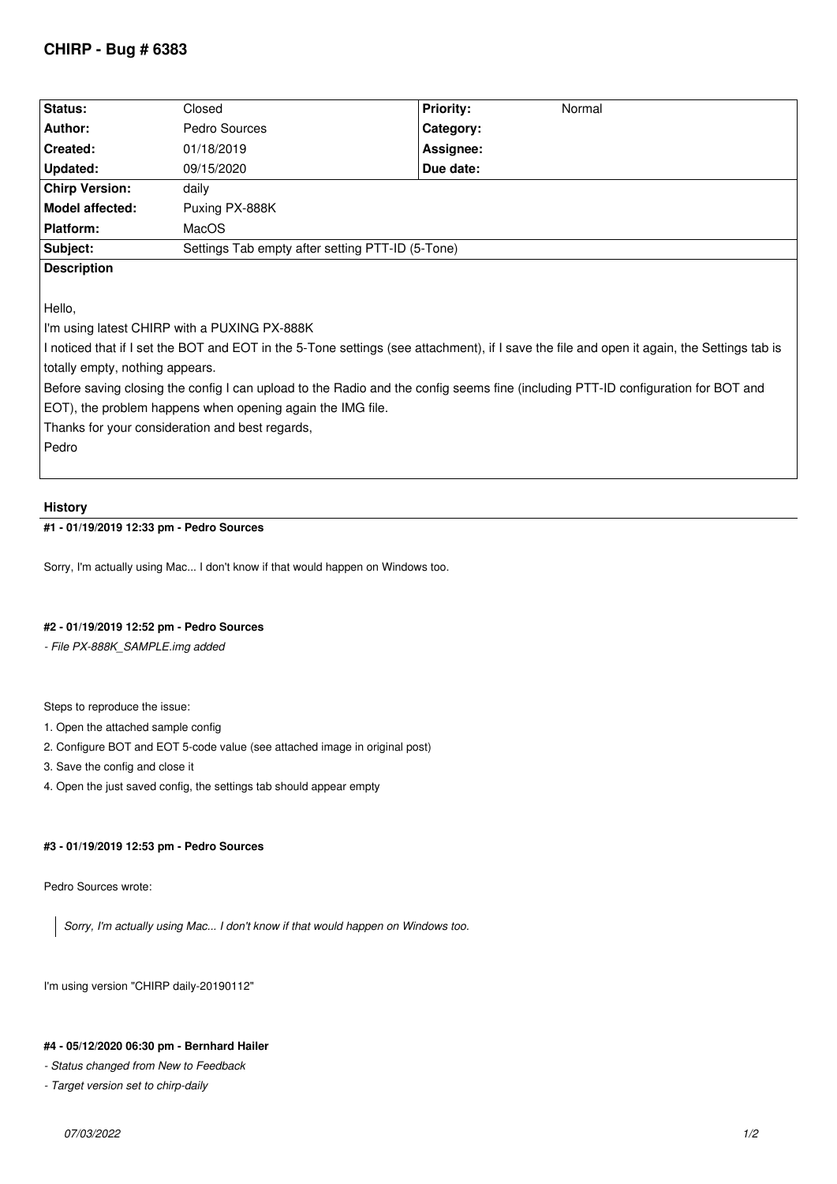# CHIRP - Bug # 6383

| Status: | Closed | Priority: | Normal |
|---|---|---|---|
| Author: | Pedro Sources | Category: | |
| Created: | 01/18/2019 | Assignee: | |
| Updated: | 09/15/2020 | Due date: | |
| Chirp Version: | daily | | |
| Model affected: | Puxing PX-888K | | |
| Platform: | MacOS | | |
| Subject: | Settings Tab empty after setting PTT-ID (5-Tone) | | |

**Description**

Hello,

I'm using latest CHIRP with a PUXING PX-888K

I noticed that if I set the BOT and EOT in the 5-Tone settings (see attachment), if I save the file and open it again, the Settings tab is totally empty, nothing appears.

Before saving closing the config I can upload to the Radio and the config seems fine (including PTT-ID configuration for BOT and EOT), the problem happens when opening again the IMG file.

Thanks for your consideration and best regards,

Pedro

## History

#### #1 - 01/19/2019 12:33 pm - Pedro Sources

Sorry, I'm actually using Mac... I don't know if that would happen on Windows too.

#### #2 - 01/19/2019 12:52 pm - Pedro Sources

*- File PX-888K_SAMPLE.img added*

Steps to reproduce the issue:

1. Open the attached sample config
2. Configure BOT and EOT 5-code value (see attached image in original post)
3. Save the config and close it
4. Open the just saved config, the settings tab should appear empty

#### #3 - 01/19/2019 12:53 pm - Pedro Sources

Pedro Sources wrote:

> *Sorry, I'm actually using Mac... I don't know if that would happen on Windows too.*

I'm using version "CHIRP daily-20190112"

#### #4 - 05/12/2020 06:30 pm - Bernhard Hailer

*- Status changed from New to Feedback*

*- Target version set to chirp-daily*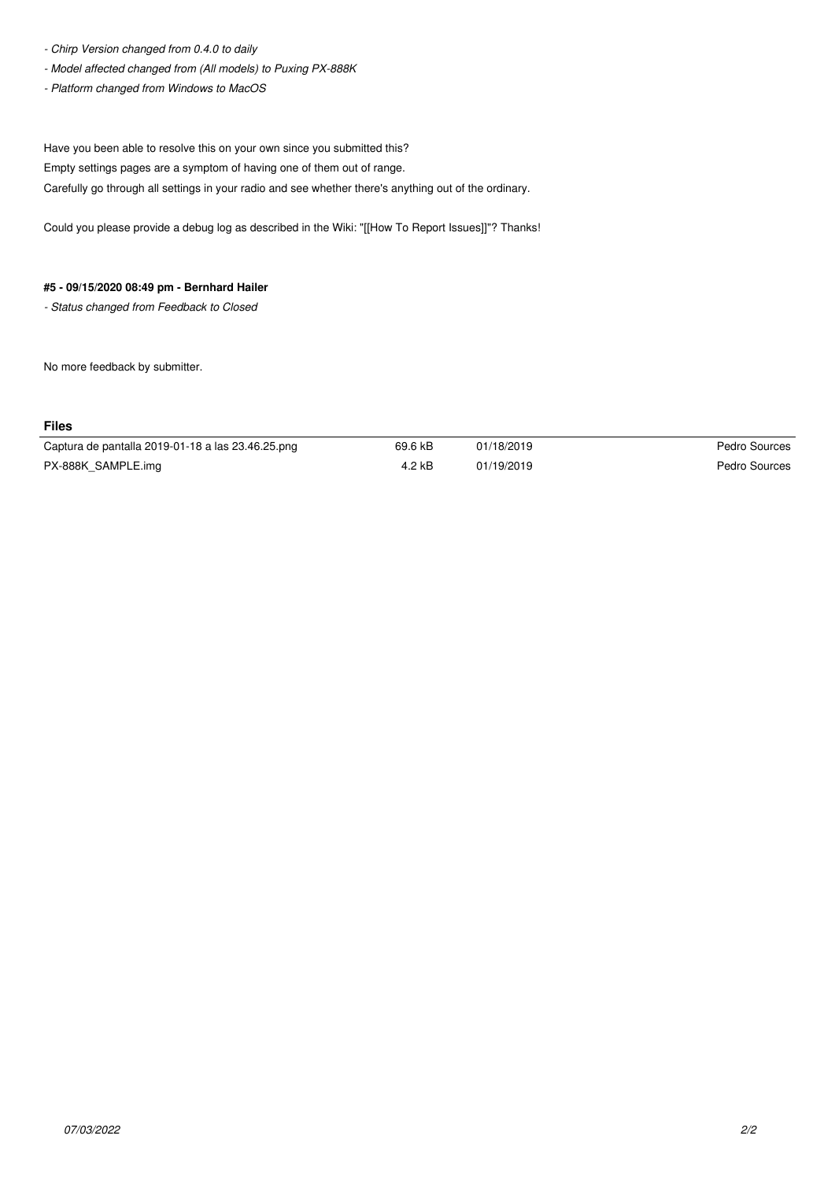- *Chirp Version changed from 0.4.0 to daily*
- *Model affected changed from (All models) to Puxing PX-888K*
- *Platform changed from Windows to MacOS*

Have you been able to resolve this on your own since you submitted this?
Empty settings pages are a symptom of having one of them out of range.
Carefully go through all settings in your radio and see whether there's anything out of the ordinary.

Could you please provide a debug log as described in the Wiki: "[[How To Report Issues]]"? Thanks!

#### #5 - 09/15/2020 08:49 pm - Bernhard Hailer

- *Status changed from Feedback to Closed*

No more feedback by submitter.

### Files

| | | | |
|---|---|---|---|
| Captura de pantalla 2019-01-18 a las 23.46.25.png | 69.6 kB | 01/18/2019 | Pedro Sources |
| PX-888K_SAMPLE.img | 4.2 kB | 01/19/2019 | Pedro Sources |